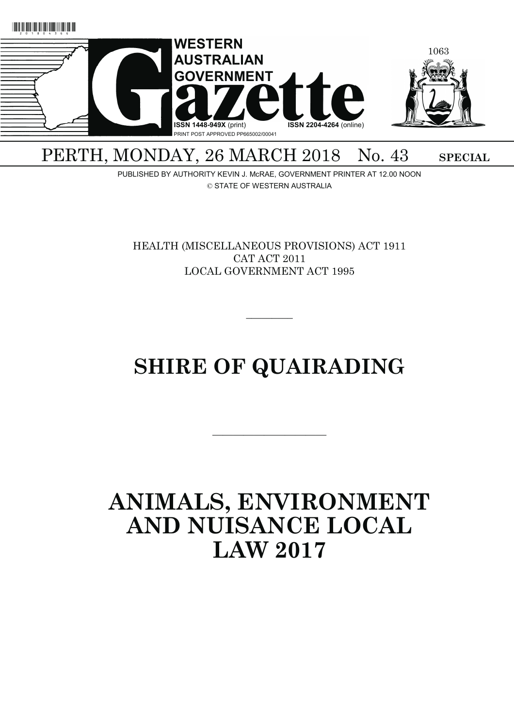# WESTERN AUSTRALIAN GOVERNMENT Gazette

ISSN 1448-949X (print) ISSN 2204-4264 (online)

PRINT POST APPROVED PP665002/00041

PERTH, MONDAY, 26 MARCH 2018 No. 43 **SPECIAL**

PUBLISHED BY AUTHORITY KEVIN J. McRAE, GOVERNMENT PRINTER AT 12.00 NOON

© STATE OF WESTERN AUSTRALIA

HEALTH (MISCELLANEOUS PROVISIONS) ACT 1911

CAT ACT 2011

LOCAL GOVERNMENT ACT 1995

---

# SHIRE OF QUAIRADING

---

# ANIMALS, ENVIRONMENT AND NUISANCE LOCAL LAW 2017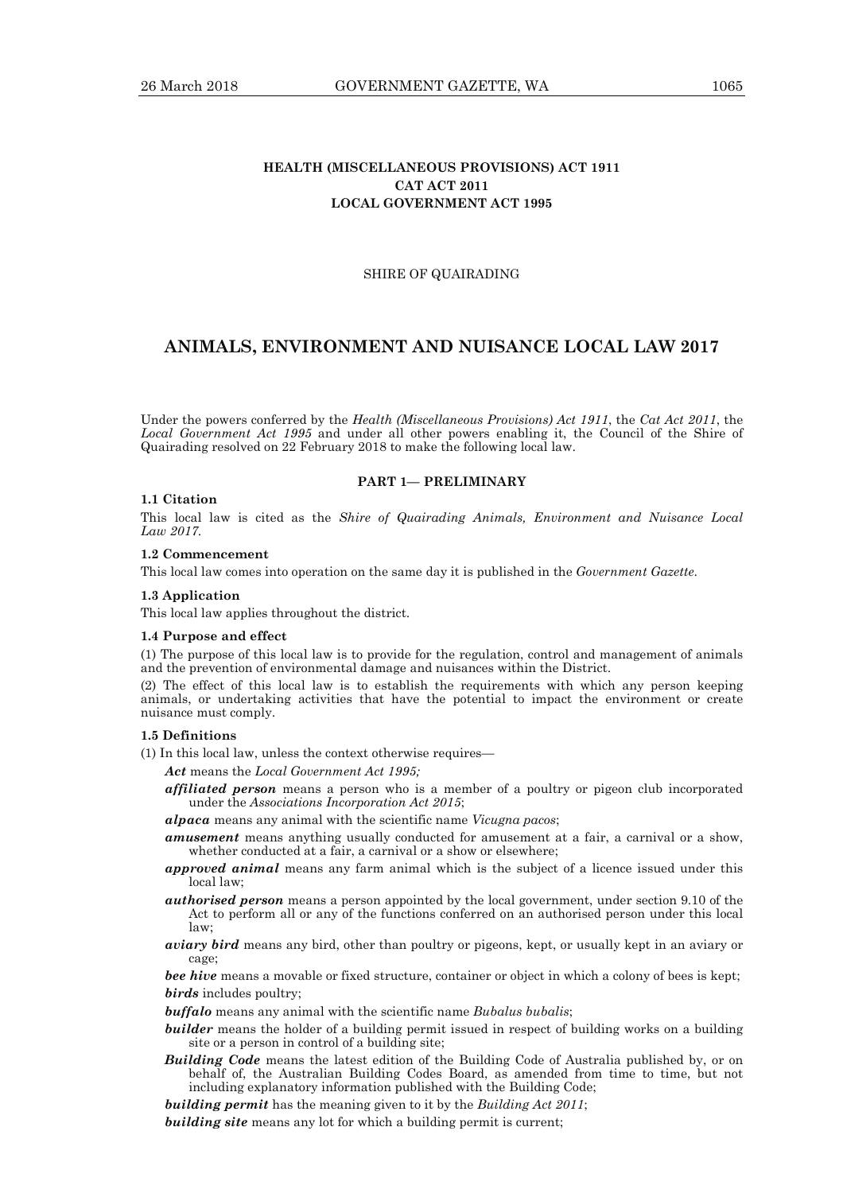**HEALTH (MISCELLANEOUS PROVISIONS) ACT 1911**
**CAT ACT 2011**
**LOCAL GOVERNMENT ACT 1995**

SHIRE OF QUAIRADING

# ANIMALS, ENVIRONMENT AND NUISANCE LOCAL LAW 2017

Under the powers conferred by the *Health (Miscellaneous Provisions) Act 1911*, the *Cat Act 2011*, the *Local Government Act 1995* and under all other powers enabling it, the Council of the Shire of Quairading resolved on 22 February 2018 to make the following local law.

## PART 1— PRELIMINARY

### 1.1 Citation

This local law is cited as the *Shire of Quairading Animals, Environment and Nuisance Local Law 2017.*

### 1.2 Commencement

This local law comes into operation on the same day it is published in the *Government Gazette.*

### 1.3 Application

This local law applies throughout the district.

### 1.4 Purpose and effect

(1) The purpose of this local law is to provide for the regulation, control and management of animals and the prevention of environmental damage and nuisances within the District.

(2) The effect of this local law is to establish the requirements with which any person keeping animals, or undertaking activities that have the potential to impact the environment or create nuisance must comply.

### 1.5 Definitions

(1) In this local law, unless the context otherwise requires—

***Act*** means the *Local Government Act 1995;*

***affiliated person*** means a person who is a member of a poultry or pigeon club incorporated under the *Associations Incorporation Act 2015*;

***alpaca*** means any animal with the scientific name *Vicugna pacos*;

***amusement*** means anything usually conducted for amusement at a fair, a carnival or a show, whether conducted at a fair, a carnival or a show or elsewhere;

***approved animal*** means any farm animal which is the subject of a licence issued under this local law;

***authorised person*** means a person appointed by the local government, under section 9.10 of the Act to perform all or any of the functions conferred on an authorised person under this local law;

***aviary bird*** means any bird, other than poultry or pigeons, kept, or usually kept in an aviary or cage;

***bee hive*** means a movable or fixed structure, container or object in which a colony of bees is kept;

***birds*** includes poultry;

***buffalo*** means any animal with the scientific name *Bubalus bubalis*;

***builder*** means the holder of a building permit issued in respect of building works on a building site or a person in control of a building site;

***Building Code*** means the latest edition of the Building Code of Australia published by, or on behalf of, the Australian Building Codes Board, as amended from time to time, but not including explanatory information published with the Building Code;

***building permit*** has the meaning given to it by the *Building Act 2011*;

***building site*** means any lot for which a building permit is current;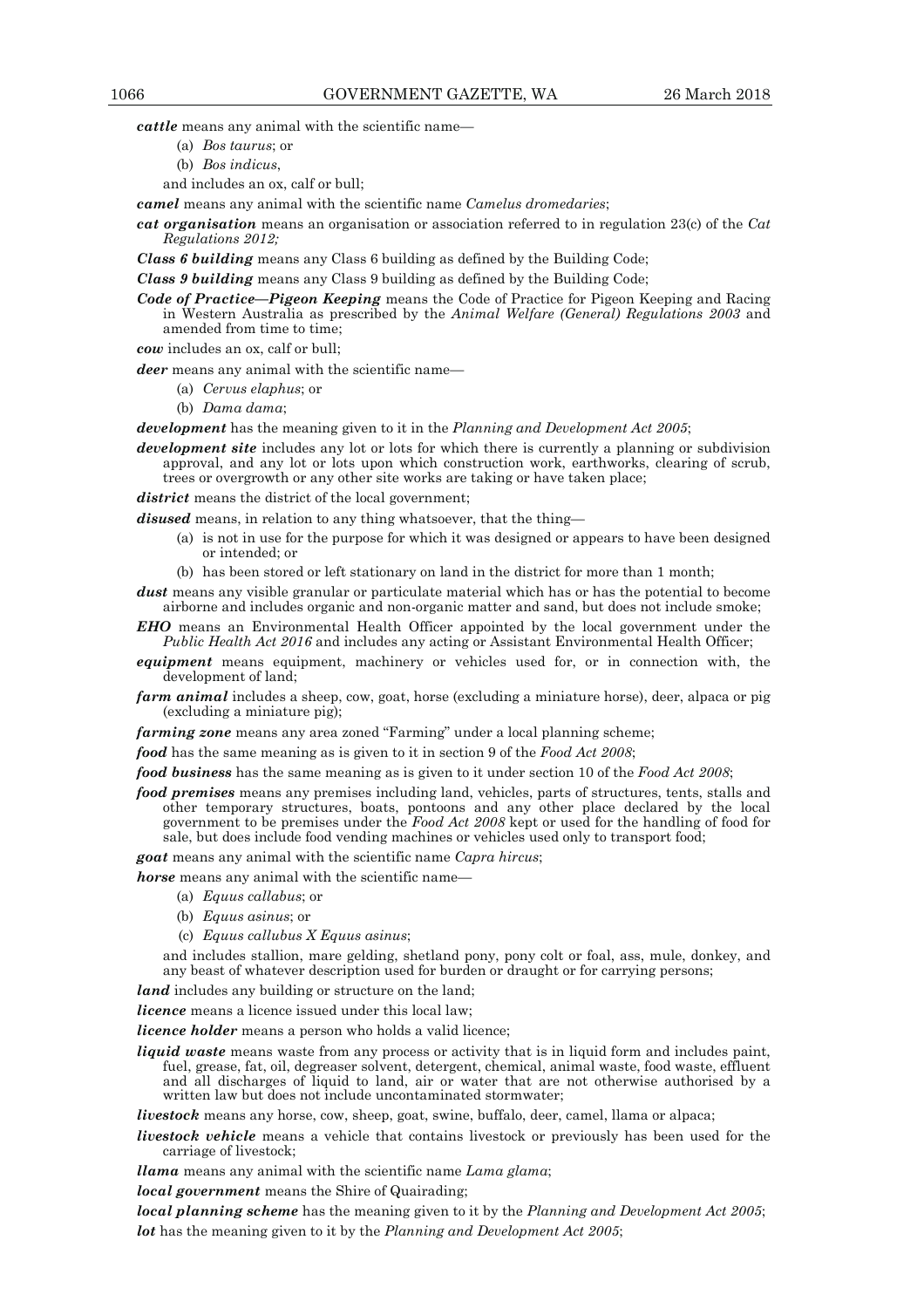***cattle*** means any animal with the scientific name—

(a) *Bos taurus*; or

(b) *Bos indicus*,

and includes an ox, calf or bull;

***camel*** means any animal with the scientific name *Camelus dromedaries*;

***cat organisation*** means an organisation or association referred to in regulation 23(c) of the *Cat Regulations 2012;*

***Class 6 building*** means any Class 6 building as defined by the Building Code;

***Class 9 building*** means any Class 9 building as defined by the Building Code;

***Code of Practice—Pigeon Keeping*** means the Code of Practice for Pigeon Keeping and Racing in Western Australia as prescribed by the *Animal Welfare (General) Regulations 2003* and amended from time to time;

***cow*** includes an ox, calf or bull;

***deer*** means any animal with the scientific name—

(a) *Cervus elaphus*; or

(b) *Dama dama*;

***development*** has the meaning given to it in the *Planning and Development Act 2005*;

***development site*** includes any lot or lots for which there is currently a planning or subdivision approval, and any lot or lots upon which construction work, earthworks, clearing of scrub, trees or overgrowth or any other site works are taking or have taken place;

***district*** means the district of the local government;

***disused*** means, in relation to any thing whatsoever, that the thing—

(a) is not in use for the purpose for which it was designed or appears to have been designed or intended; or

(b) has been stored or left stationary on land in the district for more than 1 month;

***dust*** means any visible granular or particulate material which has or has the potential to become airborne and includes organic and non-organic matter and sand, but does not include smoke;

***EHO*** means an Environmental Health Officer appointed by the local government under the *Public Health Act 2016* and includes any acting or Assistant Environmental Health Officer;

***equipment*** means equipment, machinery or vehicles used for, or in connection with, the development of land;

***farm animal*** includes a sheep, cow, goat, horse (excluding a miniature horse), deer, alpaca or pig (excluding a miniature pig);

***farming zone*** means any area zoned "Farming" under a local planning scheme;

***food*** has the same meaning as is given to it in section 9 of the *Food Act 2008*;

***food business*** has the same meaning as is given to it under section 10 of the *Food Act 2008*;

***food premises*** means any premises including land, vehicles, parts of structures, tents, stalls and other temporary structures, boats, pontoons and any other place declared by the local government to be premises under the *Food Act 2008* kept or used for the handling of food for sale, but does include food vending machines or vehicles used only to transport food;

***goat*** means any animal with the scientific name *Capra hircus*;

***horse*** means any animal with the scientific name—

(a) *Equus callabus*; or

(b) *Equus asinus*; or

(c) *Equus callubus X Equus asinus*;

and includes stallion, mare gelding, shetland pony, pony colt or foal, ass, mule, donkey, and any beast of whatever description used for burden or draught or for carrying persons;

***land*** includes any building or structure on the land;

***licence*** means a licence issued under this local law;

***licence holder*** means a person who holds a valid licence;

***liquid waste*** means waste from any process or activity that is in liquid form and includes paint, fuel, grease, fat, oil, degreaser solvent, detergent, chemical, animal waste, food waste, effluent and all discharges of liquid to land, air or water that are not otherwise authorised by a written law but does not include uncontaminated stormwater;

***livestock*** means any horse, cow, sheep, goat, swine, buffalo, deer, camel, llama or alpaca;

***livestock vehicle*** means a vehicle that contains livestock or previously has been used for the carriage of livestock;

***llama*** means any animal with the scientific name *Lama glama*;

***local government*** means the Shire of Quairading;

***local planning scheme*** has the meaning given to it by the *Planning and Development Act 2005*;

***lot*** has the meaning given to it by the *Planning and Development Act 2005*;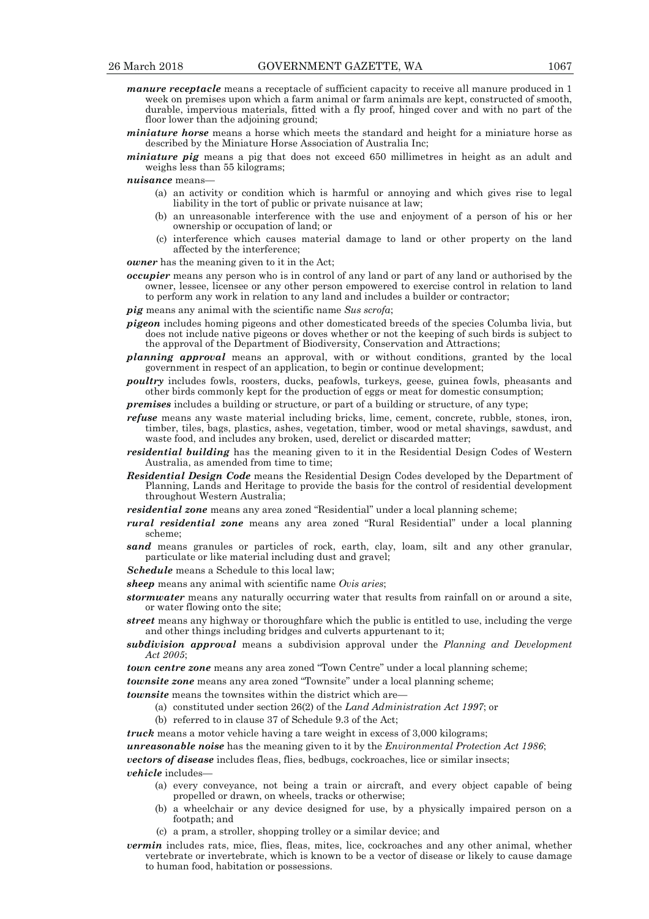***manure receptacle*** means a receptacle of sufficient capacity to receive all manure produced in 1 week on premises upon which a farm animal or farm animals are kept, constructed of smooth, durable, impervious materials, fitted with a fly proof, hinged cover and with no part of the floor lower than the adjoining ground;

***miniature horse*** means a horse which meets the standard and height for a miniature horse as described by the Miniature Horse Association of Australia Inc;

***miniature pig*** means a pig that does not exceed 650 millimetres in height as an adult and weighs less than 55 kilograms;

***nuisance*** means—

(a) an activity or condition which is harmful or annoying and which gives rise to legal liability in the tort of public or private nuisance at law;

(b) an unreasonable interference with the use and enjoyment of a person of his or her ownership or occupation of land; or

(c) interference which causes material damage to land or other property on the land affected by the interference;

***owner*** has the meaning given to it in the Act;

***occupier*** means any person who is in control of any land or part of any land or authorised by the owner, lessee, licensee or any other person empowered to exercise control in relation to land to perform any work in relation to any land and includes a builder or contractor;

***pig*** means any animal with the scientific name *Sus scrofa*;

***pigeon*** includes homing pigeons and other domesticated breeds of the species Columba livia, but does not include native pigeons or doves whether or not the keeping of such birds is subject to the approval of the Department of Biodiversity, Conservation and Attractions;

***planning approval*** means an approval, with or without conditions, granted by the local government in respect of an application, to begin or continue development;

***poultry*** includes fowls, roosters, ducks, peafowls, turkeys, geese, guinea fowls, pheasants and other birds commonly kept for the production of eggs or meat for domestic consumption;

***premises*** includes a building or structure, or part of a building or structure, of any type;

***refuse*** means any waste material including bricks, lime, cement, concrete, rubble, stones, iron, timber, tiles, bags, plastics, ashes, vegetation, timber, wood or metal shavings, sawdust, and waste food, and includes any broken, used, derelict or discarded matter;

***residential building*** has the meaning given to it in the Residential Design Codes of Western Australia, as amended from time to time;

***Residential Design Code*** means the Residential Design Codes developed by the Department of Planning, Lands and Heritage to provide the basis for the control of residential development throughout Western Australia;

***residential zone*** means any area zoned "Residential" under a local planning scheme;

***rural residential zone*** means any area zoned "Rural Residential" under a local planning scheme;

***sand*** means granules or particles of rock, earth, clay, loam, silt and any other granular, particulate or like material including dust and gravel;

***Schedule*** means a Schedule to this local law;

***sheep*** means any animal with scientific name *Ovis aries*;

***stormwater*** means any naturally occurring water that results from rainfall on or around a site, or water flowing onto the site;

***street*** means any highway or thoroughfare which the public is entitled to use, including the verge and other things including bridges and culverts appurtenant to it;

***subdivision approval*** means a subdivision approval under the *Planning and Development Act 2005*;

***town centre zone*** means any area zoned "Town Centre" under a local planning scheme;

***townsite zone*** means any area zoned "Townsite" under a local planning scheme;

***townsite*** means the townsites within the district which are—

(a) constituted under section 26(2) of the *Land Administration Act 1997*; or

(b) referred to in clause 37 of Schedule 9.3 of the Act;

***truck*** means a motor vehicle having a tare weight in excess of 3,000 kilograms;

***unreasonable noise*** has the meaning given to it by the *Environmental Protection Act 1986*;

***vectors of disease*** includes fleas, flies, bedbugs, cockroaches, lice or similar insects;

***vehicle*** includes—

(a) every conveyance, not being a train or aircraft, and every object capable of being propelled or drawn, on wheels, tracks or otherwise;

(b) a wheelchair or any device designed for use, by a physically impaired person on a footpath; and

(c) a pram, a stroller, shopping trolley or a similar device; and

***vermin*** includes rats, mice, flies, fleas, mites, lice, cockroaches and any other animal, whether vertebrate or invertebrate, which is known to be a vector of disease or likely to cause damage to human food, habitation or possessions.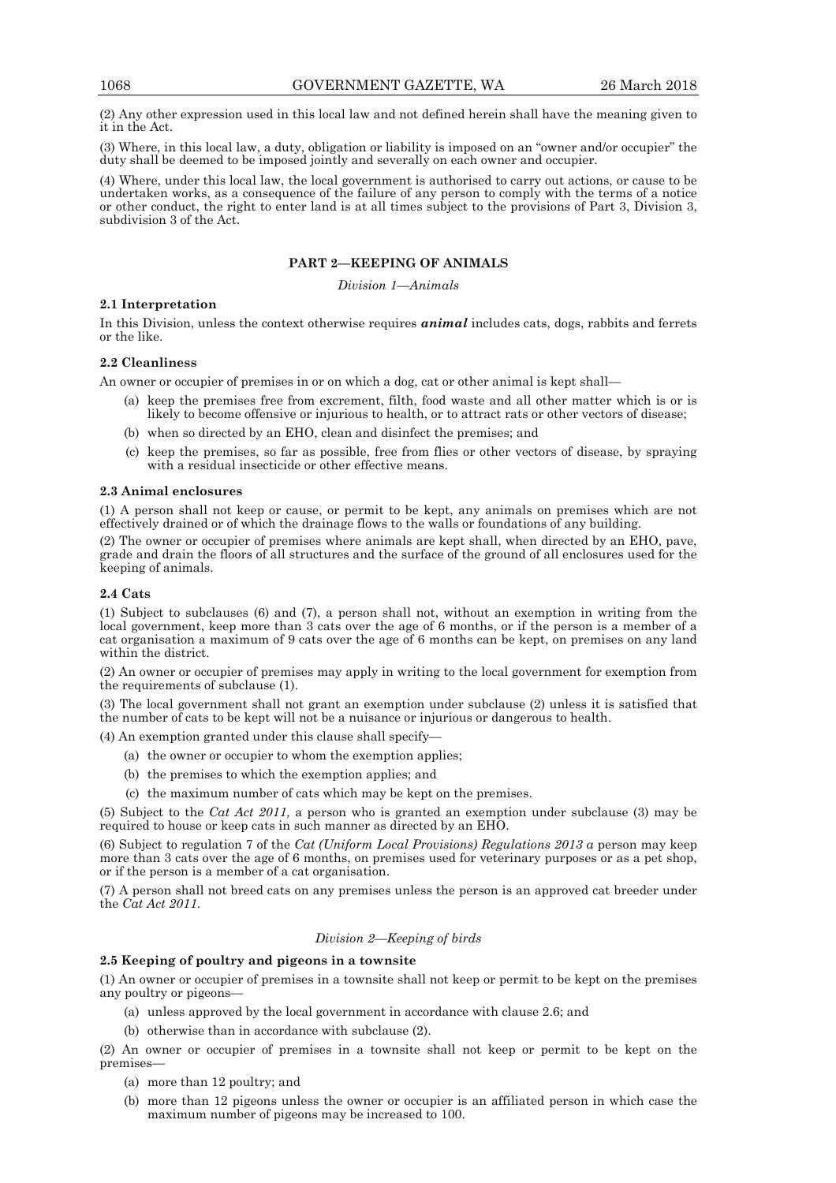(2) Any other expression used in this local law and not defined herein shall have the meaning given to it in the Act.

(3) Where, in this local law, a duty, obligation or liability is imposed on an "owner and/or occupier" the duty shall be deemed to be imposed jointly and severally on each owner and occupier.

(4) Where, under this local law, the local government is authorised to carry out actions, or cause to be undertaken works, as a consequence of the failure of any person to comply with the terms of a notice or other conduct, the right to enter land is at all times subject to the provisions of Part 3, Division 3, subdivision 3 of the Act.

## PART 2—KEEPING OF ANIMALS

*Division 1—Animals*

**2.1 Interpretation**

In this Division, unless the context otherwise requires ***animal*** includes cats, dogs, rabbits and ferrets or the like.

**2.2 Cleanliness**

An owner or occupier of premises in or on which a dog, cat or other animal is kept shall—

(a) keep the premises free from excrement, filth, food waste and all other matter which is or is likely to become offensive or injurious to health, or to attract rats or other vectors of disease;

(b) when so directed by an EHO, clean and disinfect the premises; and

(c) keep the premises, so far as possible, free from flies or other vectors of disease, by spraying with a residual insecticide or other effective means.

**2.3 Animal enclosures**

(1) A person shall not keep or cause, or permit to be kept, any animals on premises which are not effectively drained or of which the drainage flows to the walls or foundations of any building.

(2) The owner or occupier of premises where animals are kept shall, when directed by an EHO, pave, grade and drain the floors of all structures and the surface of the ground of all enclosures used for the keeping of animals.

**2.4 Cats**

(1) Subject to subclauses (6) and (7), a person shall not, without an exemption in writing from the local government, keep more than 3 cats over the age of 6 months, or if the person is a member of a cat organisation a maximum of 9 cats over the age of 6 months can be kept, on premises on any land within the district.

(2) An owner or occupier of premises may apply in writing to the local government for exemption from the requirements of subclause (1).

(3) The local government shall not grant an exemption under subclause (2) unless it is satisfied that the number of cats to be kept will not be a nuisance or injurious or dangerous to health.

(4) An exemption granted under this clause shall specify—

(a) the owner or occupier to whom the exemption applies;

(b) the premises to which the exemption applies; and

(c) the maximum number of cats which may be kept on the premises.

(5) Subject to the *Cat Act 2011,* a person who is granted an exemption under subclause (3) may be required to house or keep cats in such manner as directed by an EHO.

(6) Subject to regulation 7 of the *Cat (Uniform Local Provisions) Regulations 2013 a* person may keep more than 3 cats over the age of 6 months, on premises used for veterinary purposes or as a pet shop, or if the person is a member of a cat organisation.

(7) A person shall not breed cats on any premises unless the person is an approved cat breeder under the *Cat Act 2011.*

*Division 2—Keeping of birds*

**2.5 Keeping of poultry and pigeons in a townsite**

(1) An owner or occupier of premises in a townsite shall not keep or permit to be kept on the premises any poultry or pigeons—

(a) unless approved by the local government in accordance with clause 2.6; and

(b) otherwise than in accordance with subclause (2).

(2) An owner or occupier of premises in a townsite shall not keep or permit to be kept on the premises—

(a) more than 12 poultry; and

(b) more than 12 pigeons unless the owner or occupier is an affiliated person in which case the maximum number of pigeons may be increased to 100.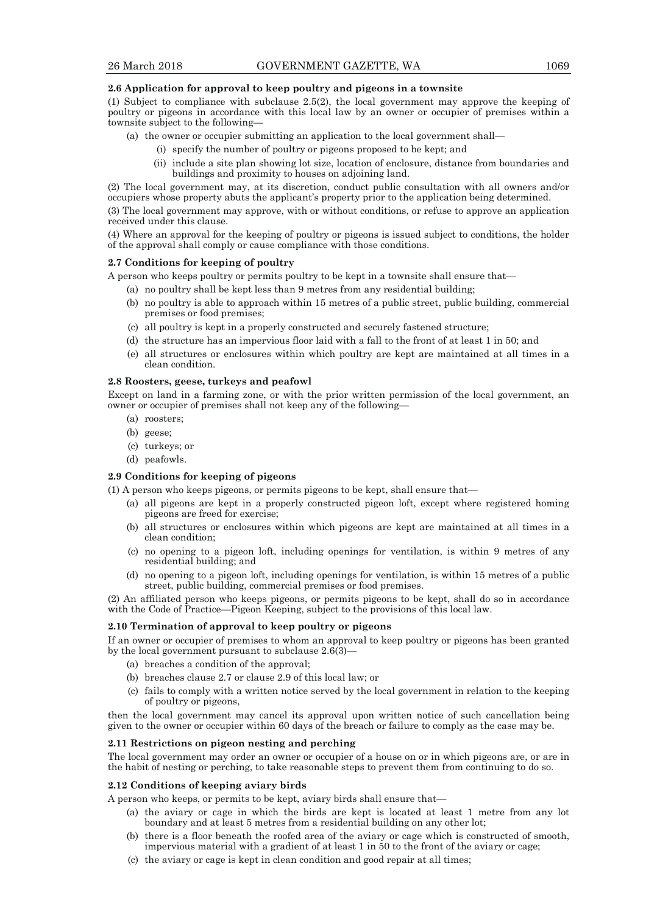**2.6 Application for approval to keep poultry and pigeons in a townsite**

(1) Subject to compliance with subclause 2.5(2), the local government may approve the keeping of poultry or pigeons in accordance with this local law by an owner or occupier of premises within a townsite subject to the following—

- (a) the owner or occupier submitting an application to the local government shall—
  - (i) specify the number of poultry or pigeons proposed to be kept; and
  - (ii) include a site plan showing lot size, location of enclosure, distance from boundaries and buildings and proximity to houses on adjoining land.

(2) The local government may, at its discretion, conduct public consultation with all owners and/or occupiers whose property abuts the applicant's property prior to the application being determined.

(3) The local government may approve, with or without conditions, or refuse to approve an application received under this clause.

(4) Where an approval for the keeping of poultry or pigeons is issued subject to conditions, the holder of the approval shall comply or cause compliance with those conditions.

**2.7 Conditions for keeping of poultry**

A person who keeps poultry or permits poultry to be kept in a townsite shall ensure that—

- (a) no poultry shall be kept less than 9 metres from any residential building;
- (b) no poultry is able to approach within 15 metres of a public street, public building, commercial premises or food premises;
- (c) all poultry is kept in a properly constructed and securely fastened structure;
- (d) the structure has an impervious floor laid with a fall to the front of at least 1 in 50; and
- (e) all structures or enclosures within which poultry are kept are maintained at all times in a clean condition.

**2.8 Roosters, geese, turkeys and peafowl**

Except on land in a farming zone, or with the prior written permission of the local government, an owner or occupier of premises shall not keep any of the following—

- (a) roosters;
- (b) geese;
- (c) turkeys; or
- (d) peafowls.

**2.9 Conditions for keeping of pigeons**

(1) A person who keeps pigeons, or permits pigeons to be kept, shall ensure that—

- (a) all pigeons are kept in a properly constructed pigeon loft, except where registered homing pigeons are freed for exercise;
- (b) all structures or enclosures within which pigeons are kept are maintained at all times in a clean condition;
- (c) no opening to a pigeon loft, including openings for ventilation, is within 9 metres of any residential building; and
- (d) no opening to a pigeon loft, including openings for ventilation, is within 15 metres of a public street, public building, commercial premises or food premises.

(2) An affiliated person who keeps pigeons, or permits pigeons to be kept, shall do so in accordance with the Code of Practice—Pigeon Keeping, subject to the provisions of this local law.

**2.10 Termination of approval to keep poultry or pigeons**

If an owner or occupier of premises to whom an approval to keep poultry or pigeons has been granted by the local government pursuant to subclause 2.6(3)—

- (a) breaches a condition of the approval;
- (b) breaches clause 2.7 or clause 2.9 of this local law; or
- (c) fails to comply with a written notice served by the local government in relation to the keeping of poultry or pigeons,

then the local government may cancel its approval upon written notice of such cancellation being given to the owner or occupier within 60 days of the breach or failure to comply as the case may be.

**2.11 Restrictions on pigeon nesting and perching**

The local government may order an owner or occupier of a house on or in which pigeons are, or are in the habit of nesting or perching, to take reasonable steps to prevent them from continuing to do so.

**2.12 Conditions of keeping aviary birds**

A person who keeps, or permits to be kept, aviary birds shall ensure that—

- (a) the aviary or cage in which the birds are kept is located at least 1 metre from any lot boundary and at least 5 metres from a residential building on any other lot;
- (b) there is a floor beneath the roofed area of the aviary or cage which is constructed of smooth, impervious material with a gradient of at least 1 in 50 to the front of the aviary or cage;
- (c) the aviary or cage is kept in clean condition and good repair at all times;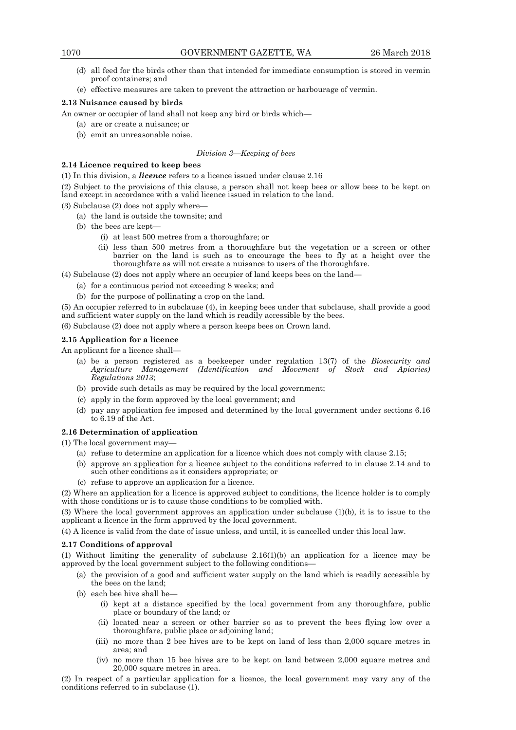(d) all feed for the birds other than that intended for immediate consumption is stored in vermin proof containers; and

(e) effective measures are taken to prevent the attraction or harbourage of vermin.

**2.13 Nuisance caused by birds**

An owner or occupier of land shall not keep any bird or birds which—

(a) are or create a nuisance; or

(b) emit an unreasonable noise.

*Division 3—Keeping of bees*

**2.14 Licence required to keep bees**

(1) In this division, a ***licence*** refers to a licence issued under clause 2.16

(2) Subject to the provisions of this clause, a person shall not keep bees or allow bees to be kept on land except in accordance with a valid licence issued in relation to the land.

(3) Subclause (2) does not apply where—

(a) the land is outside the townsite; and

(b) the bees are kept—

(i) at least 500 metres from a thoroughfare; or

(ii) less than 500 metres from a thoroughfare but the vegetation or a screen or other barrier on the land is such as to encourage the bees to fly at a height over the thoroughfare as will not create a nuisance to users of the thoroughfare.

(4) Subclause (2) does not apply where an occupier of land keeps bees on the land—

(a) for a continuous period not exceeding 8 weeks; and

(b) for the purpose of pollinating a crop on the land.

(5) An occupier referred to in subclause (4), in keeping bees under that subclause, shall provide a good and sufficient water supply on the land which is readily accessible by the bees.

(6) Subclause (2) does not apply where a person keeps bees on Crown land.

**2.15 Application for a licence**

An applicant for a licence shall—

(a) be a person registered as a beekeeper under regulation 13(7) of the *Biosecurity and Agriculture Management (Identification and Movement of Stock and Apiaries) Regulations 2013*;

(b) provide such details as may be required by the local government;

(c) apply in the form approved by the local government; and

(d) pay any application fee imposed and determined by the local government under sections 6.16 to 6.19 of the Act.

**2.16 Determination of application**

(1) The local government may—

(a) refuse to determine an application for a licence which does not comply with clause 2.15;

(b) approve an application for a licence subject to the conditions referred to in clause 2.14 and to such other conditions as it considers appropriate; or

(c) refuse to approve an application for a licence.

(2) Where an application for a licence is approved subject to conditions, the licence holder is to comply with those conditions or is to cause those conditions to be complied with.

(3) Where the local government approves an application under subclause (1)(b), it is to issue to the applicant a licence in the form approved by the local government.

(4) A licence is valid from the date of issue unless, and until, it is cancelled under this local law.

**2.17 Conditions of approval**

(1) Without limiting the generality of subclause 2.16(1)(b) an application for a licence may be approved by the local government subject to the following conditions—

(a) the provision of a good and sufficient water supply on the land which is readily accessible by the bees on the land;

(b) each bee hive shall be—

(i) kept at a distance specified by the local government from any thoroughfare, public place or boundary of the land; or

(ii) located near a screen or other barrier so as to prevent the bees flying low over a thoroughfare, public place or adjoining land;

(iii) no more than 2 bee hives are to be kept on land of less than 2,000 square metres in area; and

(iv) no more than 15 bee hives are to be kept on land between 2,000 square metres and 20,000 square metres in area.

(2) In respect of a particular application for a licence, the local government may vary any of the conditions referred to in subclause (1).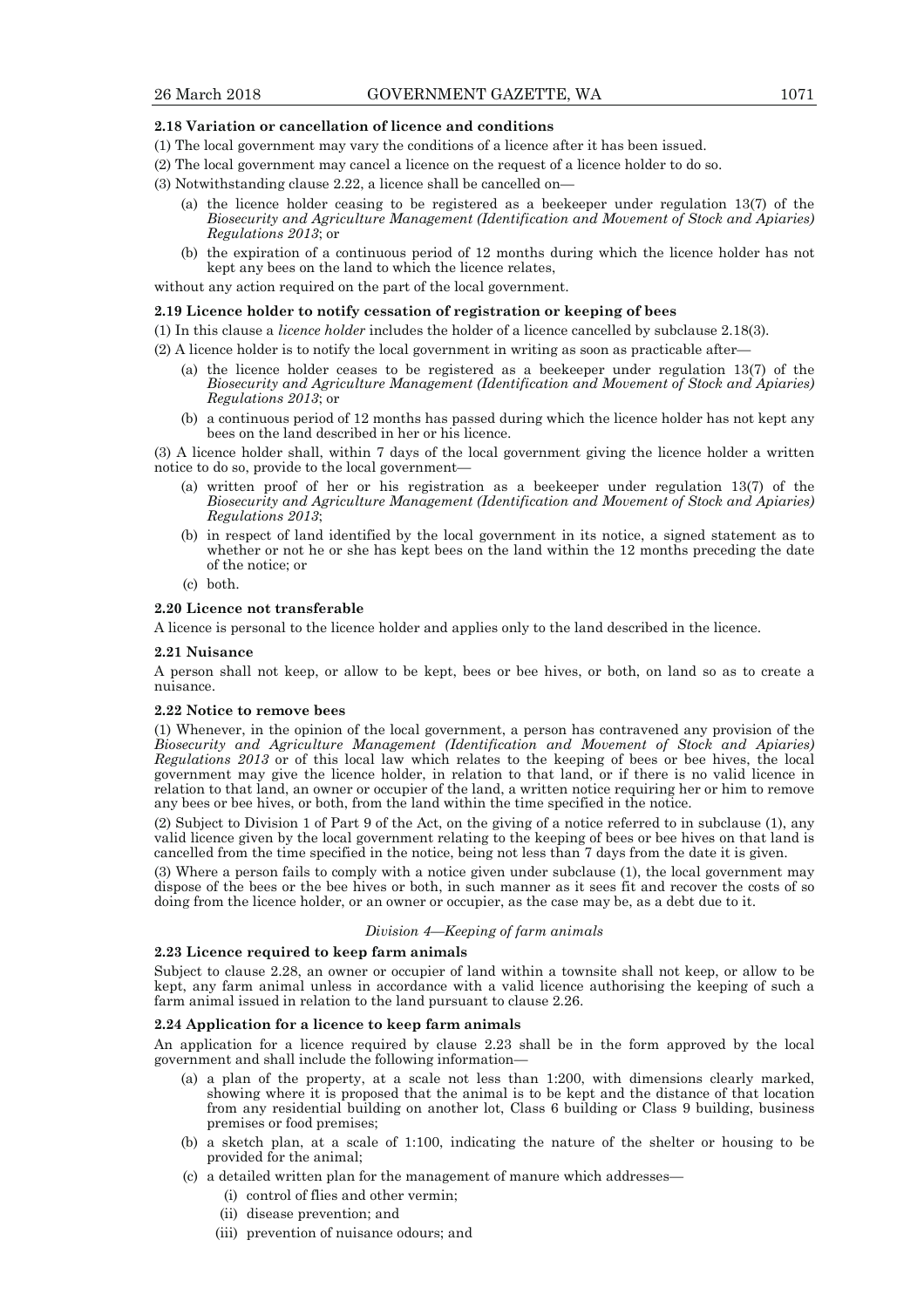#### 2.18 Variation or cancellation of licence and conditions

(1) The local government may vary the conditions of a licence after it has been issued.

(2) The local government may cancel a licence on the request of a licence holder to do so.

(3) Notwithstanding clause 2.22, a licence shall be cancelled on—

- (a) the licence holder ceasing to be registered as a beekeeper under regulation 13(7) of the *Biosecurity and Agriculture Management (Identification and Movement of Stock and Apiaries) Regulations 2013*; or
- (b) the expiration of a continuous period of 12 months during which the licence holder has not kept any bees on the land to which the licence relates,

without any action required on the part of the local government.

#### 2.19 Licence holder to notify cessation of registration or keeping of bees

(1) In this clause a *licence holder* includes the holder of a licence cancelled by subclause 2.18(3).

(2) A licence holder is to notify the local government in writing as soon as practicable after—

- (a) the licence holder ceases to be registered as a beekeeper under regulation 13(7) of the *Biosecurity and Agriculture Management (Identification and Movement of Stock and Apiaries) Regulations 2013*; or
- (b) a continuous period of 12 months has passed during which the licence holder has not kept any bees on the land described in her or his licence.

(3) A licence holder shall, within 7 days of the local government giving the licence holder a written notice to do so, provide to the local government—

- (a) written proof of her or his registration as a beekeeper under regulation 13(7) of the *Biosecurity and Agriculture Management (Identification and Movement of Stock and Apiaries) Regulations 2013*;
- (b) in respect of land identified by the local government in its notice, a signed statement as to whether or not he or she has kept bees on the land within the 12 months preceding the date of the notice; or
- (c) both.

#### 2.20 Licence not transferable

A licence is personal to the licence holder and applies only to the land described in the licence.

#### 2.21 Nuisance

A person shall not keep, or allow to be kept, bees or bee hives, or both, on land so as to create a nuisance.

#### 2.22 Notice to remove bees

(1) Whenever, in the opinion of the local government, a person has contravened any provision of the *Biosecurity and Agriculture Management (Identification and Movement of Stock and Apiaries) Regulations 2013* or of this local law which relates to the keeping of bees or bee hives, the local government may give the licence holder, in relation to that land, or if there is no valid licence in relation to that land, an owner or occupier of the land, a written notice requiring her or him to remove any bees or bee hives, or both, from the land within the time specified in the notice.

(2) Subject to Division 1 of Part 9 of the Act, on the giving of a notice referred to in subclause (1), any valid licence given by the local government relating to the keeping of bees or bee hives on that land is cancelled from the time specified in the notice, being not less than 7 days from the date it is given.

(3) Where a person fails to comply with a notice given under subclause (1), the local government may dispose of the bees or the bee hives or both, in such manner as it sees fit and recover the costs of so doing from the licence holder, or an owner or occupier, as the case may be, as a debt due to it.

### *Division 4—Keeping of farm animals*

#### 2.23 Licence required to keep farm animals

Subject to clause 2.28, an owner or occupier of land within a townsite shall not keep, or allow to be kept, any farm animal unless in accordance with a valid licence authorising the keeping of such a farm animal issued in relation to the land pursuant to clause 2.26.

#### 2.24 Application for a licence to keep farm animals

An application for a licence required by clause 2.23 shall be in the form approved by the local government and shall include the following information—

- (a) a plan of the property, at a scale not less than 1:200, with dimensions clearly marked, showing where it is proposed that the animal is to be kept and the distance of that location from any residential building on another lot, Class 6 building or Class 9 building, business premises or food premises;
- (b) a sketch plan, at a scale of 1:100, indicating the nature of the shelter or housing to be provided for the animal;
- (c) a detailed written plan for the management of manure which addresses—
  - (i) control of flies and other vermin;
  - (ii) disease prevention; and
  - (iii) prevention of nuisance odours; and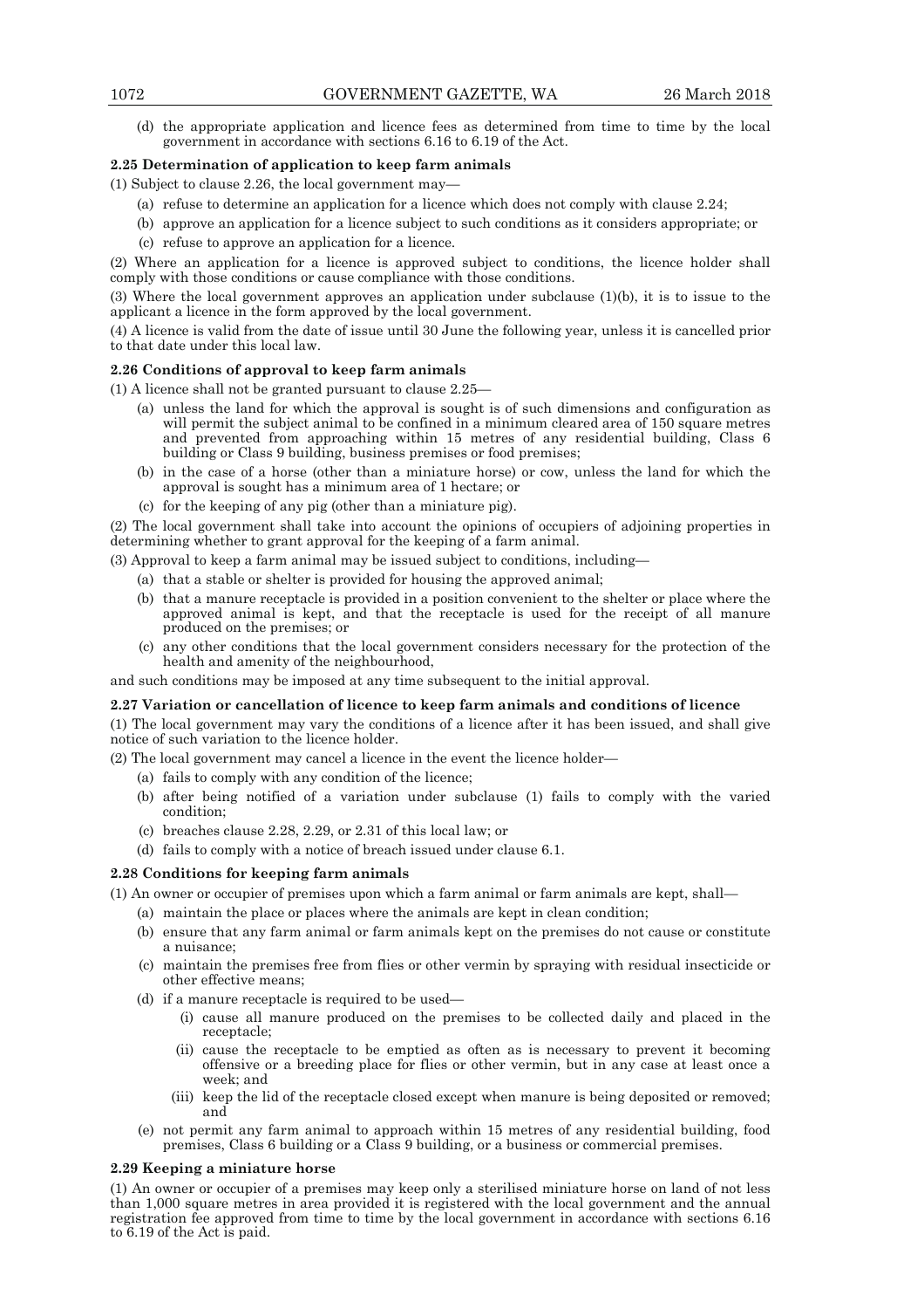(d) the appropriate application and licence fees as determined from time to time by the local government in accordance with sections 6.16 to 6.19 of the Act.

**2.25 Determination of application to keep farm animals**

(1) Subject to clause 2.26, the local government may—

(a) refuse to determine an application for a licence which does not comply with clause 2.24;

(b) approve an application for a licence subject to such conditions as it considers appropriate; or

(c) refuse to approve an application for a licence.

(2) Where an application for a licence is approved subject to conditions, the licence holder shall comply with those conditions or cause compliance with those conditions.

(3) Where the local government approves an application under subclause (1)(b), it is to issue to the applicant a licence in the form approved by the local government.

(4) A licence is valid from the date of issue until 30 June the following year, unless it is cancelled prior to that date under this local law.

**2.26 Conditions of approval to keep farm animals**

(1) A licence shall not be granted pursuant to clause 2.25—

(a) unless the land for which the approval is sought is of such dimensions and configuration as will permit the subject animal to be confined in a minimum cleared area of 150 square metres and prevented from approaching within 15 metres of any residential building, Class 6 building or Class 9 building, business premises or food premises;

(b) in the case of a horse (other than a miniature horse) or cow, unless the land for which the approval is sought has a minimum area of 1 hectare; or

(c) for the keeping of any pig (other than a miniature pig).

(2) The local government shall take into account the opinions of occupiers of adjoining properties in determining whether to grant approval for the keeping of a farm animal.

(3) Approval to keep a farm animal may be issued subject to conditions, including—

(a) that a stable or shelter is provided for housing the approved animal;

(b) that a manure receptacle is provided in a position convenient to the shelter or place where the approved animal is kept, and that the receptacle is used for the receipt of all manure produced on the premises; or

(c) any other conditions that the local government considers necessary for the protection of the health and amenity of the neighbourhood,

and such conditions may be imposed at any time subsequent to the initial approval.

**2.27 Variation or cancellation of licence to keep farm animals and conditions of licence**

(1) The local government may vary the conditions of a licence after it has been issued, and shall give notice of such variation to the licence holder.

(2) The local government may cancel a licence in the event the licence holder—

(a) fails to comply with any condition of the licence;

(b) after being notified of a variation under subclause (1) fails to comply with the varied condition;

(c) breaches clause 2.28, 2.29, or 2.31 of this local law; or

(d) fails to comply with a notice of breach issued under clause 6.1.

**2.28 Conditions for keeping farm animals**

(1) An owner or occupier of premises upon which a farm animal or farm animals are kept, shall—

(a) maintain the place or places where the animals are kept in clean condition;

(b) ensure that any farm animal or farm animals kept on the premises do not cause or constitute a nuisance;

(c) maintain the premises free from flies or other vermin by spraying with residual insecticide or other effective means;

(d) if a manure receptacle is required to be used—

(i) cause all manure produced on the premises to be collected daily and placed in the receptacle;

(ii) cause the receptacle to be emptied as often as is necessary to prevent it becoming offensive or a breeding place for flies or other vermin, but in any case at least once a week; and

(iii) keep the lid of the receptacle closed except when manure is being deposited or removed; and

(e) not permit any farm animal to approach within 15 metres of any residential building, food premises, Class 6 building or a Class 9 building, or a business or commercial premises.

**2.29 Keeping a miniature horse**

(1) An owner or occupier of a premises may keep only a sterilised miniature horse on land of not less than 1,000 square metres in area provided it is registered with the local government and the annual registration fee approved from time to time by the local government in accordance with sections 6.16 to 6.19 of the Act is paid.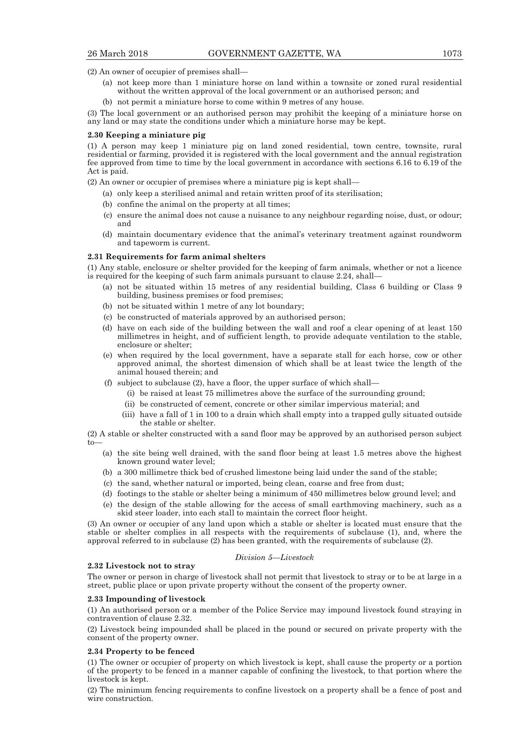(2) An owner of occupier of premises shall—

- (a) not keep more than 1 miniature horse on land within a townsite or zoned rural residential without the written approval of the local government or an authorised person; and
- (b) not permit a miniature horse to come within 9 metres of any house.

(3) The local government or an authorised person may prohibit the keeping of a miniature horse on any land or may state the conditions under which a miniature horse may be kept.

**2.30 Keeping a miniature pig**

(1) A person may keep 1 miniature pig on land zoned residential, town centre, townsite, rural residential or farming, provided it is registered with the local government and the annual registration fee approved from time to time by the local government in accordance with sections 6.16 to 6.19 of the Act is paid.

(2) An owner or occupier of premises where a miniature pig is kept shall—

- (a) only keep a sterilised animal and retain written proof of its sterilisation;
- (b) confine the animal on the property at all times;
- (c) ensure the animal does not cause a nuisance to any neighbour regarding noise, dust, or odour; and
- (d) maintain documentary evidence that the animal's veterinary treatment against roundworm and tapeworm is current.

**2.31 Requirements for farm animal shelters**

(1) Any stable, enclosure or shelter provided for the keeping of farm animals, whether or not a licence is required for the keeping of such farm animals pursuant to clause 2.24, shall—

- (a) not be situated within 15 metres of any residential building, Class 6 building or Class 9 building, business premises or food premises;
- (b) not be situated within 1 metre of any lot boundary;
- (c) be constructed of materials approved by an authorised person;
- (d) have on each side of the building between the wall and roof a clear opening of at least 150 millimetres in height, and of sufficient length, to provide adequate ventilation to the stable, enclosure or shelter;
- (e) when required by the local government, have a separate stall for each horse, cow or other approved animal, the shortest dimension of which shall be at least twice the length of the animal housed therein; and
- (f) subject to subclause (2), have a floor, the upper surface of which shall—
  - (i) be raised at least 75 millimetres above the surface of the surrounding ground;
  - (ii) be constructed of cement, concrete or other similar impervious material; and
  - (iii) have a fall of 1 in 100 to a drain which shall empty into a trapped gully situated outside the stable or shelter.

(2) A stable or shelter constructed with a sand floor may be approved by an authorised person subject to—

- (a) the site being well drained, with the sand floor being at least 1.5 metres above the highest known ground water level;
- (b) a 300 millimetre thick bed of crushed limestone being laid under the sand of the stable;
- (c) the sand, whether natural or imported, being clean, coarse and free from dust;
- (d) footings to the stable or shelter being a minimum of 450 millimetres below ground level; and
- (e) the design of the stable allowing for the access of small earthmoving machinery, such as a skid steer loader, into each stall to maintain the correct floor height.

(3) An owner or occupier of any land upon which a stable or shelter is located must ensure that the stable or shelter complies in all respects with the requirements of subclause (1), and, where the approval referred to in subclause (2) has been granted, with the requirements of subclause (2).

*Division 5—Livestock*

**2.32 Livestock not to stray**

The owner or person in charge of livestock shall not permit that livestock to stray or to be at large in a street, public place or upon private property without the consent of the property owner.

**2.33 Impounding of livestock**

(1) An authorised person or a member of the Police Service may impound livestock found straying in contravention of clause 2.32.

(2) Livestock being impounded shall be placed in the pound or secured on private property with the consent of the property owner.

**2.34 Property to be fenced**

(1) The owner or occupier of property on which livestock is kept, shall cause the property or a portion of the property to be fenced in a manner capable of confining the livestock, to that portion where the livestock is kept.

(2) The minimum fencing requirements to confine livestock on a property shall be a fence of post and wire construction.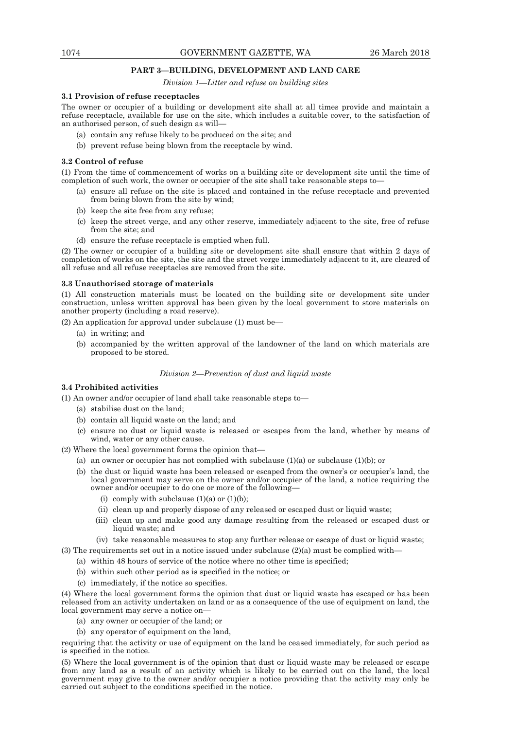## PART 3—BUILDING, DEVELOPMENT AND LAND CARE

*Division 1—Litter and refuse on building sites*

### 3.1 Provision of refuse receptacles

The owner or occupier of a building or development site shall at all times provide and maintain a refuse receptacle, available for use on the site, which includes a suitable cover, to the satisfaction of an authorised person, of such design as will—

- (a) contain any refuse likely to be produced on the site; and
- (b) prevent refuse being blown from the receptacle by wind.

### 3.2 Control of refuse

(1) From the time of commencement of works on a building site or development site until the time of completion of such work, the owner or occupier of the site shall take reasonable steps to—

- (a) ensure all refuse on the site is placed and contained in the refuse receptacle and prevented from being blown from the site by wind;
- (b) keep the site free from any refuse;
- (c) keep the street verge, and any other reserve, immediately adjacent to the site, free of refuse from the site; and
- (d) ensure the refuse receptacle is emptied when full.

(2) The owner or occupier of a building site or development site shall ensure that within 2 days of completion of works on the site, the site and the street verge immediately adjacent to it, are cleared of all refuse and all refuse receptacles are removed from the site.

### 3.3 Unauthorised storage of materials

(1) All construction materials must be located on the building site or development site under construction, unless written approval has been given by the local government to store materials on another property (including a road reserve).

(2) An application for approval under subclause (1) must be—

- (a) in writing; and
- (b) accompanied by the written approval of the landowner of the land on which materials are proposed to be stored.

*Division 2—Prevention of dust and liquid waste*

### 3.4 Prohibited activities

(1) An owner and/or occupier of land shall take reasonable steps to—

- (a) stabilise dust on the land;
- (b) contain all liquid waste on the land; and
- (c) ensure no dust or liquid waste is released or escapes from the land, whether by means of wind, water or any other cause.

(2) Where the local government forms the opinion that—

- (a) an owner or occupier has not complied with subclause (1)(a) or subclause (1)(b); or
- (b) the dust or liquid waste has been released or escaped from the owner's or occupier's land, the local government may serve on the owner and/or occupier of the land, a notice requiring the owner and/or occupier to do one or more of the following—
  - (i) comply with subclause (1)(a) or (1)(b);
  - (ii) clean up and properly dispose of any released or escaped dust or liquid waste;
  - (iii) clean up and make good any damage resulting from the released or escaped dust or liquid waste; and
  - (iv) take reasonable measures to stop any further release or escape of dust or liquid waste;

(3) The requirements set out in a notice issued under subclause (2)(a) must be complied with—

- (a) within 48 hours of service of the notice where no other time is specified;
- (b) within such other period as is specified in the notice; or
- (c) immediately, if the notice so specifies.

(4) Where the local government forms the opinion that dust or liquid waste has escaped or has been released from an activity undertaken on land or as a consequence of the use of equipment on land, the local government may serve a notice on—

- (a) any owner or occupier of the land; or
- (b) any operator of equipment on the land,

requiring that the activity or use of equipment on the land be ceased immediately, for such period as is specified in the notice.

(5) Where the local government is of the opinion that dust or liquid waste may be released or escape from any land as a result of an activity which is likely to be carried out on the land, the local government may give to the owner and/or occupier a notice providing that the activity may only be carried out subject to the conditions specified in the notice.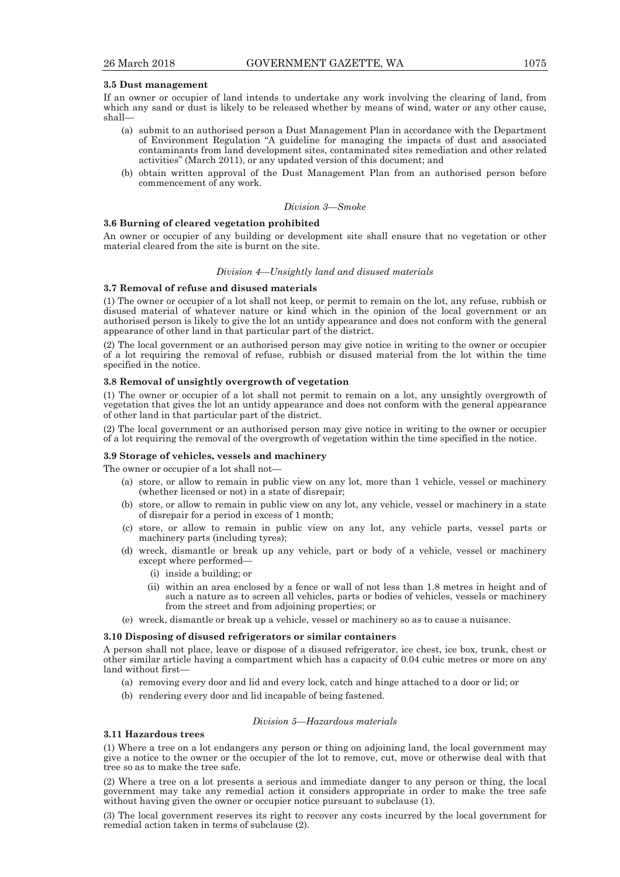**3.5 Dust management**

If an owner or occupier of land intends to undertake any work involving the clearing of land, from which any sand or dust is likely to be released whether by means of wind, water or any other cause, shall—

- (a) submit to an authorised person a Dust Management Plan in accordance with the Department of Environment Regulation "A guideline for managing the impacts of dust and associated contaminants from land development sites, contaminated sites remediation and other related activities" (March 2011), or any updated version of this document; and
- (b) obtain written approval of the Dust Management Plan from an authorised person before commencement of any work.

*Division 3—Smoke*

**3.6 Burning of cleared vegetation prohibited**

An owner or occupier of any building or development site shall ensure that no vegetation or other material cleared from the site is burnt on the site.

*Division 4—Unsightly land and disused materials*

**3.7 Removal of refuse and disused materials**

(1) The owner or occupier of a lot shall not keep, or permit to remain on the lot, any refuse, rubbish or disused material of whatever nature or kind which in the opinion of the local government or an authorised person is likely to give the lot an untidy appearance and does not conform with the general appearance of other land in that particular part of the district.

(2) The local government or an authorised person may give notice in writing to the owner or occupier of a lot requiring the removal of refuse, rubbish or disused material from the lot within the time specified in the notice.

**3.8 Removal of unsightly overgrowth of vegetation**

(1) The owner or occupier of a lot shall not permit to remain on a lot, any unsightly overgrowth of vegetation that gives the lot an untidy appearance and does not conform with the general appearance of other land in that particular part of the district.

(2) The local government or an authorised person may give notice in writing to the owner or occupier of a lot requiring the removal of the overgrowth of vegetation within the time specified in the notice.

**3.9 Storage of vehicles, vessels and machinery**

The owner or occupier of a lot shall not—

- (a) store, or allow to remain in public view on any lot, more than 1 vehicle, vessel or machinery (whether licensed or not) in a state of disrepair;
- (b) store, or allow to remain in public view on any lot, any vehicle, vessel or machinery in a state of disrepair for a period in excess of 1 month;
- (c) store, or allow to remain in public view on any lot, any vehicle parts, vessel parts or machinery parts (including tyres);
- (d) wreck, dismantle or break up any vehicle, part or body of a vehicle, vessel or machinery except where performed—
  - (i) inside a building; or
  - (ii) within an area enclosed by a fence or wall of not less than 1.8 metres in height and of such a nature as to screen all vehicles, parts or bodies of vehicles, vessels or machinery from the street and from adjoining properties; or
- (e) wreck, dismantle or break up a vehicle, vessel or machinery so as to cause a nuisance.

**3.10 Disposing of disused refrigerators or similar containers**

A person shall not place, leave or dispose of a disused refrigerator, ice chest, ice box, trunk, chest or other similar article having a compartment which has a capacity of 0.04 cubic metres or more on any land without first—

- (a) removing every door and lid and every lock, catch and hinge attached to a door or lid; or
- (b) rendering every door and lid incapable of being fastened.

*Division 5—Hazardous materials*

**3.11 Hazardous trees**

(1) Where a tree on a lot endangers any person or thing on adjoining land, the local government may give a notice to the owner or the occupier of the lot to remove, cut, move or otherwise deal with that tree so as to make the tree safe.

(2) Where a tree on a lot presents a serious and immediate danger to any person or thing, the local government may take any remedial action it considers appropriate in order to make the tree safe without having given the owner or occupier notice pursuant to subclause (1).

(3) The local government reserves its right to recover any costs incurred by the local government for remedial action taken in terms of subclause (2).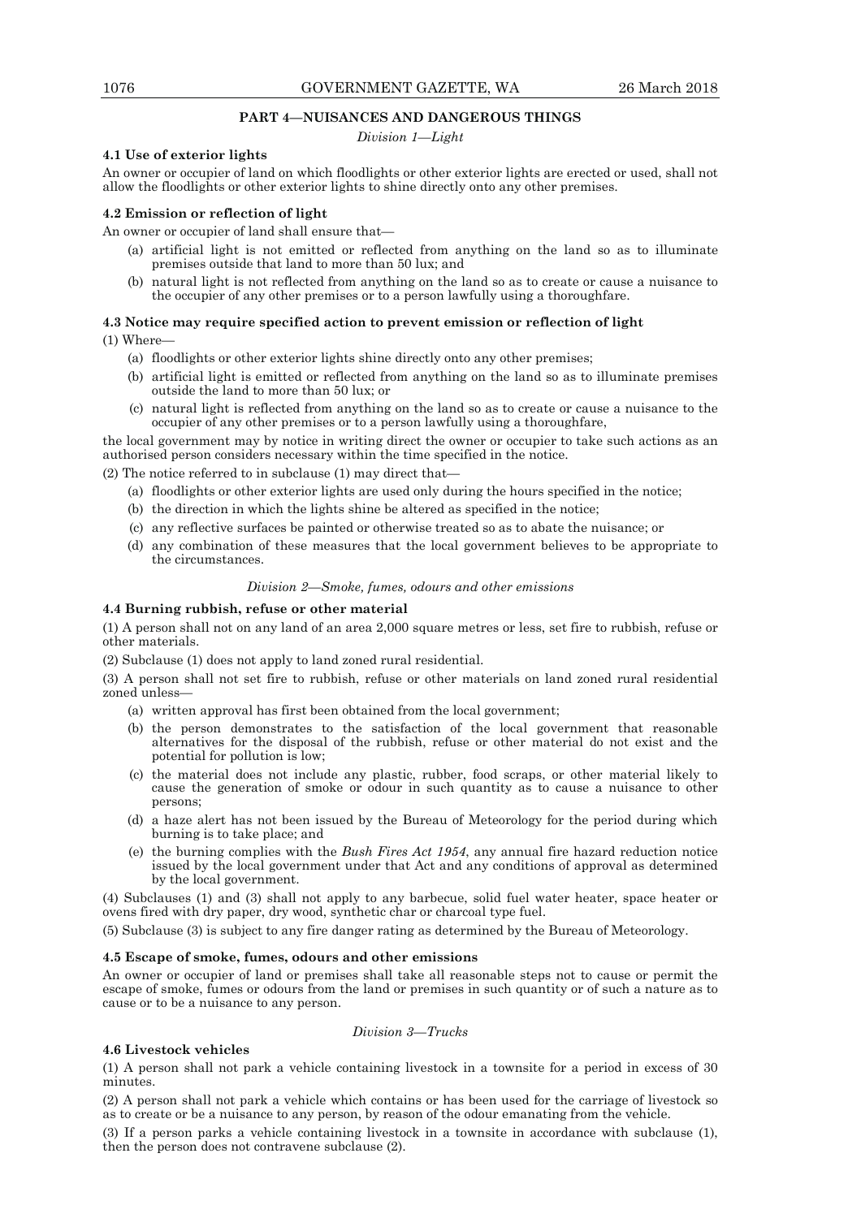## PART 4—NUISANCES AND DANGEROUS THINGS

*Division 1—Light*

**4.1 Use of exterior lights**

An owner or occupier of land on which floodlights or other exterior lights are erected or used, shall not allow the floodlights or other exterior lights to shine directly onto any other premises.

**4.2 Emission or reflection of light**

An owner or occupier of land shall ensure that—

(a) artificial light is not emitted or reflected from anything on the land so as to illuminate premises outside that land to more than 50 lux; and

(b) natural light is not reflected from anything on the land so as to create or cause a nuisance to the occupier of any other premises or to a person lawfully using a thoroughfare.

**4.3 Notice may require specified action to prevent emission or reflection of light**

(1) Where—

(a) floodlights or other exterior lights shine directly onto any other premises;

(b) artificial light is emitted or reflected from anything on the land so as to illuminate premises outside the land to more than 50 lux; or

(c) natural light is reflected from anything on the land so as to create or cause a nuisance to the occupier of any other premises or to a person lawfully using a thoroughfare,

the local government may by notice in writing direct the owner or occupier to take such actions as an authorised person considers necessary within the time specified in the notice.

(2) The notice referred to in subclause (1) may direct that—

(a) floodlights or other exterior lights are used only during the hours specified in the notice;

(b) the direction in which the lights shine be altered as specified in the notice;

(c) any reflective surfaces be painted or otherwise treated so as to abate the nuisance; or

(d) any combination of these measures that the local government believes to be appropriate to the circumstances.

*Division 2—Smoke, fumes, odours and other emissions*

**4.4 Burning rubbish, refuse or other material**

(1) A person shall not on any land of an area 2,000 square metres or less, set fire to rubbish, refuse or other materials.

(2) Subclause (1) does not apply to land zoned rural residential.

(3) A person shall not set fire to rubbish, refuse or other materials on land zoned rural residential zoned unless—

(a) written approval has first been obtained from the local government;

(b) the person demonstrates to the satisfaction of the local government that reasonable alternatives for the disposal of the rubbish, refuse or other material do not exist and the potential for pollution is low;

(c) the material does not include any plastic, rubber, food scraps, or other material likely to cause the generation of smoke or odour in such quantity as to cause a nuisance to other persons;

(d) a haze alert has not been issued by the Bureau of Meteorology for the period during which burning is to take place; and

(e) the burning complies with the *Bush Fires Act 1954*, any annual fire hazard reduction notice issued by the local government under that Act and any conditions of approval as determined by the local government.

(4) Subclauses (1) and (3) shall not apply to any barbecue, solid fuel water heater, space heater or ovens fired with dry paper, dry wood, synthetic char or charcoal type fuel.

(5) Subclause (3) is subject to any fire danger rating as determined by the Bureau of Meteorology.

**4.5 Escape of smoke, fumes, odours and other emissions**

An owner or occupier of land or premises shall take all reasonable steps not to cause or permit the escape of smoke, fumes or odours from the land or premises in such quantity or of such a nature as to cause or to be a nuisance to any person.

*Division 3—Trucks*

**4.6 Livestock vehicles**

(1) A person shall not park a vehicle containing livestock in a townsite for a period in excess of 30 minutes.

(2) A person shall not park a vehicle which contains or has been used for the carriage of livestock so as to create or be a nuisance to any person, by reason of the odour emanating from the vehicle.

(3) If a person parks a vehicle containing livestock in a townsite in accordance with subclause (1), then the person does not contravene subclause (2).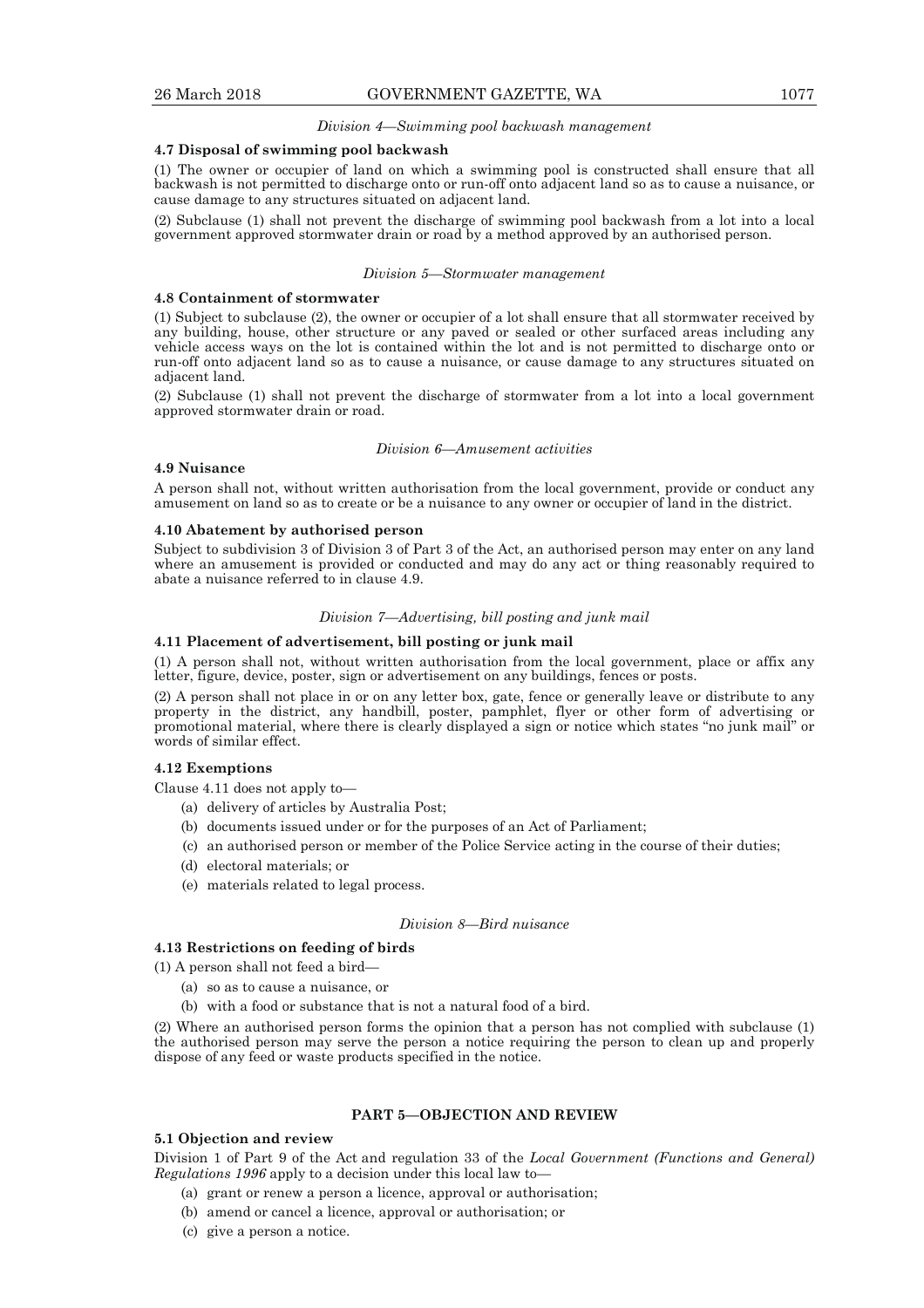*Division 4—Swimming pool backwash management*

**4.7 Disposal of swimming pool backwash**

(1) The owner or occupier of land on which a swimming pool is constructed shall ensure that all backwash is not permitted to discharge onto or run-off onto adjacent land so as to cause a nuisance, or cause damage to any structures situated on adjacent land.

(2) Subclause (1) shall not prevent the discharge of swimming pool backwash from a lot into a local government approved stormwater drain or road by a method approved by an authorised person.

*Division 5—Stormwater management*

**4.8 Containment of stormwater**

(1) Subject to subclause (2), the owner or occupier of a lot shall ensure that all stormwater received by any building, house, other structure or any paved or sealed or other surfaced areas including any vehicle access ways on the lot is contained within the lot and is not permitted to discharge onto or run-off onto adjacent land so as to cause a nuisance, or cause damage to any structures situated on adjacent land.

(2) Subclause (1) shall not prevent the discharge of stormwater from a lot into a local government approved stormwater drain or road.

*Division 6—Amusement activities*

**4.9 Nuisance**

A person shall not, without written authorisation from the local government, provide or conduct any amusement on land so as to create or be a nuisance to any owner or occupier of land in the district.

**4.10 Abatement by authorised person**

Subject to subdivision 3 of Division 3 of Part 3 of the Act, an authorised person may enter on any land where an amusement is provided or conducted and may do any act or thing reasonably required to abate a nuisance referred to in clause 4.9.

*Division 7—Advertising, bill posting and junk mail*

**4.11 Placement of advertisement, bill posting or junk mail**

(1) A person shall not, without written authorisation from the local government, place or affix any letter, figure, device, poster, sign or advertisement on any buildings, fences or posts.

(2) A person shall not place in or on any letter box, gate, fence or generally leave or distribute to any property in the district, any handbill, poster, pamphlet, flyer or other form of advertising or promotional material, where there is clearly displayed a sign or notice which states "no junk mail" or words of similar effect.

**4.12 Exemptions**

Clause 4.11 does not apply to—

(a) delivery of articles by Australia Post;

(b) documents issued under or for the purposes of an Act of Parliament;

(c) an authorised person or member of the Police Service acting in the course of their duties;

(d) electoral materials; or

(e) materials related to legal process.

*Division 8—Bird nuisance*

**4.13 Restrictions on feeding of birds**

(1) A person shall not feed a bird—

(a) so as to cause a nuisance, or

(b) with a food or substance that is not a natural food of a bird.

(2) Where an authorised person forms the opinion that a person has not complied with subclause (1) the authorised person may serve the person a notice requiring the person to clean up and properly dispose of any feed or waste products specified in the notice.

## PART 5—OBJECTION AND REVIEW

**5.1 Objection and review**

Division 1 of Part 9 of the Act and regulation 33 of the *Local Government (Functions and General) Regulations 1996* apply to a decision under this local law to—

(a) grant or renew a person a licence, approval or authorisation;

(b) amend or cancel a licence, approval or authorisation; or

(c) give a person a notice.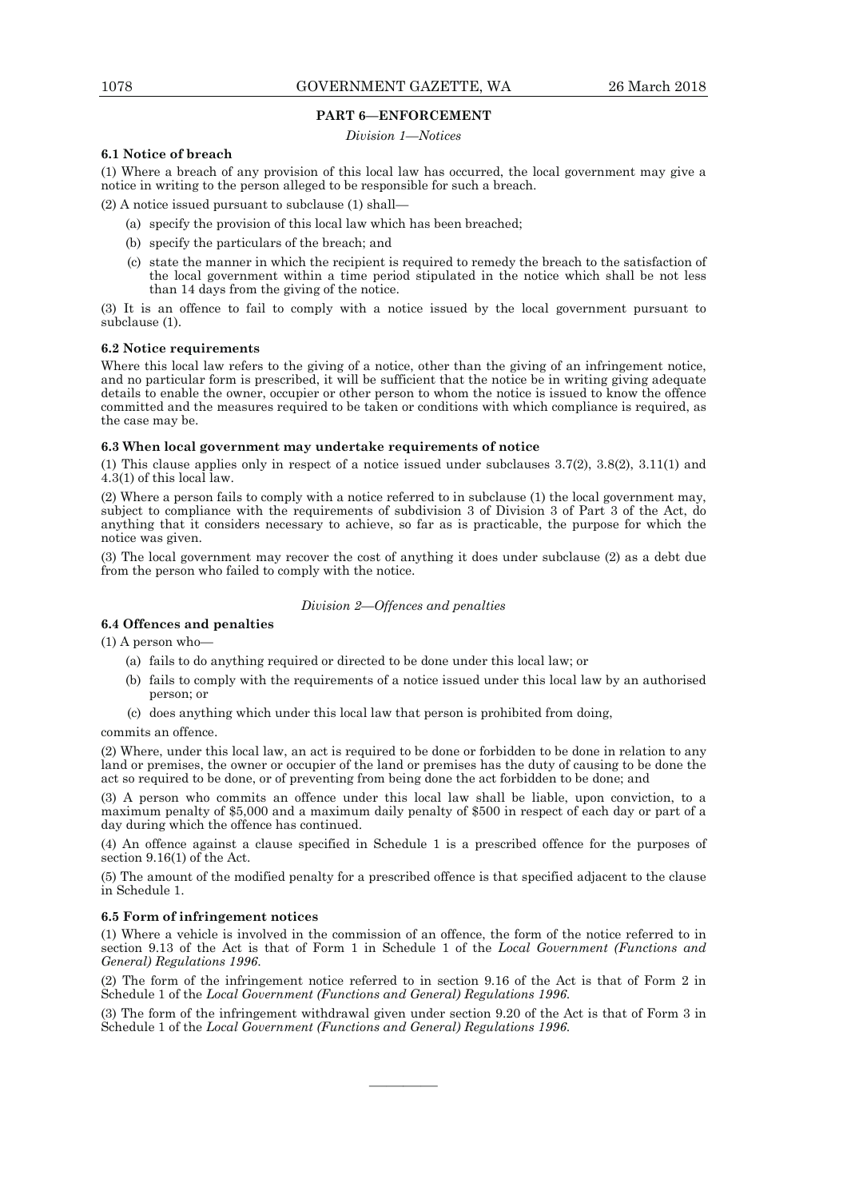## PART 6—ENFORCEMENT

*Division 1—Notices*

### 6.1 Notice of breach

(1) Where a breach of any provision of this local law has occurred, the local government may give a notice in writing to the person alleged to be responsible for such a breach.

(2) A notice issued pursuant to subclause (1) shall—

- (a) specify the provision of this local law which has been breached;
- (b) specify the particulars of the breach; and
- (c) state the manner in which the recipient is required to remedy the breach to the satisfaction of the local government within a time period stipulated in the notice which shall be not less than 14 days from the giving of the notice.

(3) It is an offence to fail to comply with a notice issued by the local government pursuant to subclause (1).

### 6.2 Notice requirements

Where this local law refers to the giving of a notice, other than the giving of an infringement notice, and no particular form is prescribed, it will be sufficient that the notice be in writing giving adequate details to enable the owner, occupier or other person to whom the notice is issued to know the offence committed and the measures required to be taken or conditions with which compliance is required, as the case may be.

### 6.3 When local government may undertake requirements of notice

(1) This clause applies only in respect of a notice issued under subclauses 3.7(2), 3.8(2), 3.11(1) and 4.3(1) of this local law.

(2) Where a person fails to comply with a notice referred to in subclause (1) the local government may, subject to compliance with the requirements of subdivision 3 of Division 3 of Part 3 of the Act, do anything that it considers necessary to achieve, so far as is practicable, the purpose for which the notice was given.

(3) The local government may recover the cost of anything it does under subclause (2) as a debt due from the person who failed to comply with the notice.

*Division 2—Offences and penalties*

### 6.4 Offences and penalties

(1) A person who—

- (a) fails to do anything required or directed to be done under this local law; or
- (b) fails to comply with the requirements of a notice issued under this local law by an authorised person; or
- (c) does anything which under this local law that person is prohibited from doing,

commits an offence.

(2) Where, under this local law, an act is required to be done or forbidden to be done in relation to any land or premises, the owner or occupier of the land or premises has the duty of causing to be done the act so required to be done, or of preventing from being done the act forbidden to be done; and

(3) A person who commits an offence under this local law shall be liable, upon conviction, to a maximum penalty of $5,000 and a maximum daily penalty of $500 in respect of each day or part of a day during which the offence has continued.

(4) An offence against a clause specified in Schedule 1 is a prescribed offence for the purposes of section 9.16(1) of the Act.

(5) The amount of the modified penalty for a prescribed offence is that specified adjacent to the clause in Schedule 1.

### 6.5 Form of infringement notices

(1) Where a vehicle is involved in the commission of an offence, the form of the notice referred to in section 9.13 of the Act is that of Form 1 in Schedule 1 of the *Local Government (Functions and General) Regulations 1996*.

(2) The form of the infringement notice referred to in section 9.16 of the Act is that of Form 2 in Schedule 1 of the *Local Government (Functions and General) Regulations 1996*.

(3) The form of the infringement withdrawal given under section 9.20 of the Act is that of Form 3 in Schedule 1 of the *Local Government (Functions and General) Regulations 1996*.

———————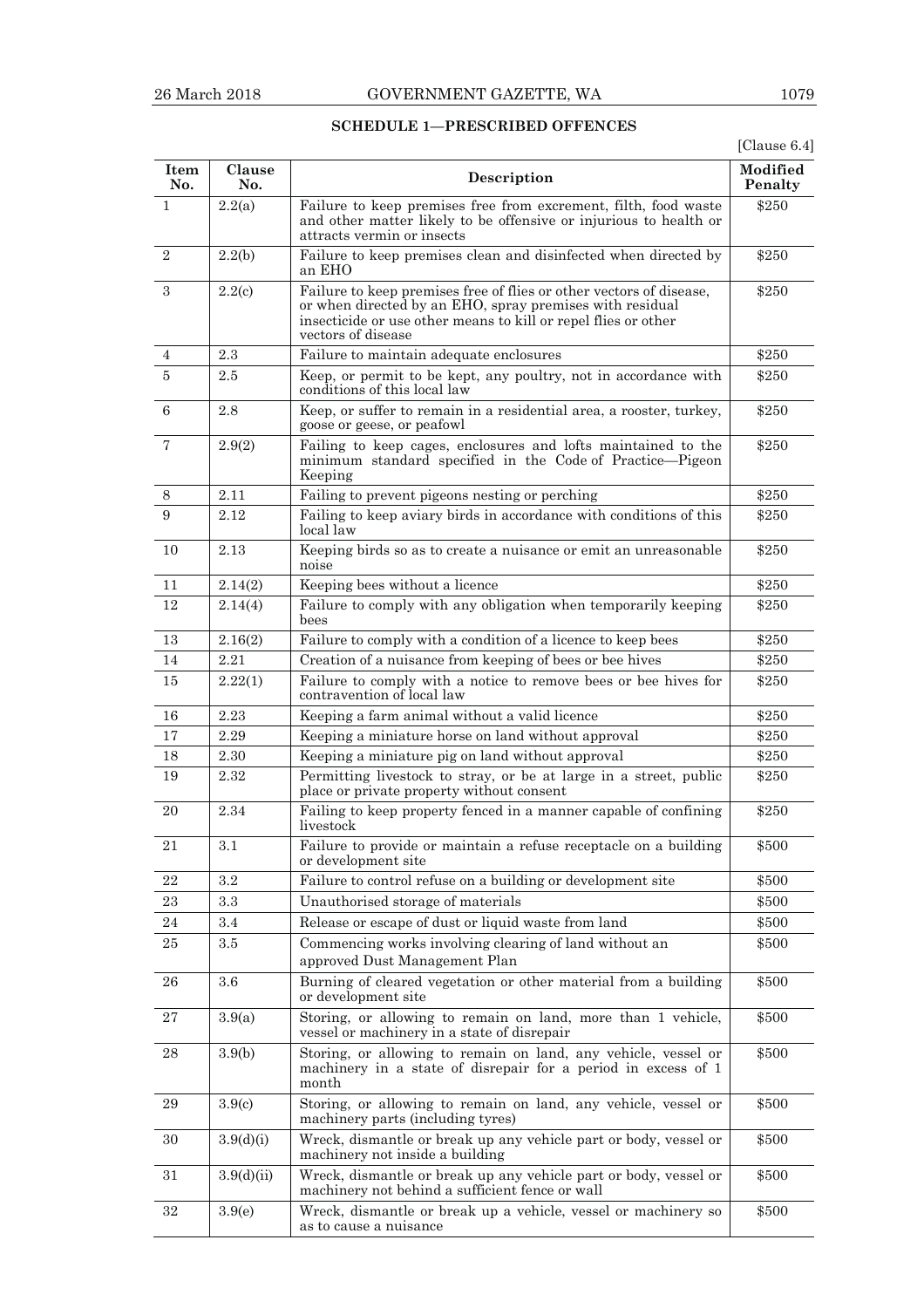## SCHEDULE 1—PRESCRIBED OFFENCES

[Clause 6.4]

| Item No. | Clause No. | Description | Modified Penalty |
|---|---|---|---|
| 1 | 2.2(a) | Failure to keep premises free from excrement, filth, food waste and other matter likely to be offensive or injurious to health or attracts vermin or insects | $250 |
| 2 | 2.2(b) | Failure to keep premises clean and disinfected when directed by an EHO | $250 |
| 3 | 2.2(c) | Failure to keep premises free of flies or other vectors of disease, or when directed by an EHO, spray premises with residual insecticide or use other means to kill or repel flies or other vectors of disease | $250 |
| 4 | 2.3 | Failure to maintain adequate enclosures | $250 |
| 5 | 2.5 | Keep, or permit to be kept, any poultry, not in accordance with conditions of this local law | $250 |
| 6 | 2.8 | Keep, or suffer to remain in a residential area, a rooster, turkey, goose or geese, or peafowl | $250 |
| 7 | 2.9(2) | Failing to keep cages, enclosures and lofts maintained to the minimum standard specified in the Code of Practice—Pigeon Keeping | $250 |
| 8 | 2.11 | Failing to prevent pigeons nesting or perching | $250 |
| 9 | 2.12 | Failing to keep aviary birds in accordance with conditions of this local law | $250 |
| 10 | 2.13 | Keeping birds so as to create a nuisance or emit an unreasonable noise | $250 |
| 11 | 2.14(2) | Keeping bees without a licence | $250 |
| 12 | 2.14(4) | Failure to comply with any obligation when temporarily keeping bees | $250 |
| 13 | 2.16(2) | Failure to comply with a condition of a licence to keep bees | $250 |
| 14 | 2.21 | Creation of a nuisance from keeping of bees or bee hives | $250 |
| 15 | 2.22(1) | Failure to comply with a notice to remove bees or bee hives for contravention of local law | $250 |
| 16 | 2.23 | Keeping a farm animal without a valid licence | $250 |
| 17 | 2.29 | Keeping a miniature horse on land without approval | $250 |
| 18 | 2.30 | Keeping a miniature pig on land without approval | $250 |
| 19 | 2.32 | Permitting livestock to stray, or be at large in a street, public place or private property without consent | $250 |
| 20 | 2.34 | Failing to keep property fenced in a manner capable of confining livestock | $250 |
| 21 | 3.1 | Failure to provide or maintain a refuse receptacle on a building or development site | $500 |
| 22 | 3.2 | Failure to control refuse on a building or development site | $500 |
| 23 | 3.3 | Unauthorised storage of materials | $500 |
| 24 | 3.4 | Release or escape of dust or liquid waste from land | $500 |
| 25 | 3.5 | Commencing works involving clearing of land without an approved Dust Management Plan | $500 |
| 26 | 3.6 | Burning of cleared vegetation or other material from a building or development site | $500 |
| 27 | 3.9(a) | Storing, or allowing to remain on land, more than 1 vehicle, vessel or machinery in a state of disrepair | $500 |
| 28 | 3.9(b) | Storing, or allowing to remain on land, any vehicle, vessel or machinery in a state of disrepair for a period in excess of 1 month | $500 |
| 29 | 3.9(c) | Storing, or allowing to remain on land, any vehicle, vessel or machinery parts (including tyres) | $500 |
| 30 | 3.9(d)(i) | Wreck, dismantle or break up any vehicle part or body, vessel or machinery not inside a building | $500 |
| 31 | 3.9(d)(ii) | Wreck, dismantle or break up any vehicle part or body, vessel or machinery not behind a sufficient fence or wall | $500 |
| 32 | 3.9(e) | Wreck, dismantle or break up a vehicle, vessel or machinery so as to cause a nuisance | $500 |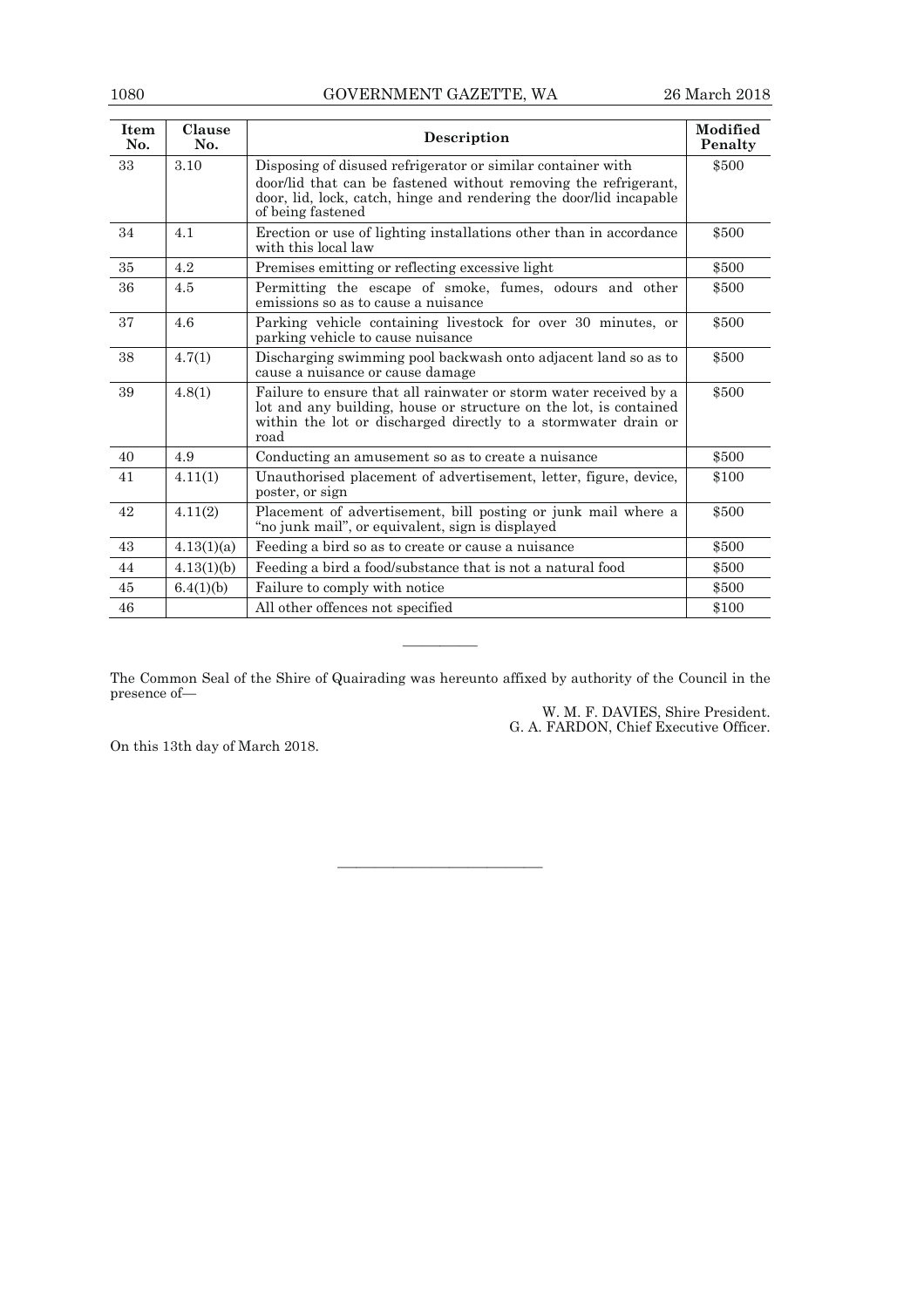| Item No. | Clause No. | Description | Modified Penalty |
|---|---|---|---|
| 33 | 3.10 | Disposing of disused refrigerator or similar container with door/lid that can be fastened without removing the refrigerant, door, lid, lock, catch, hinge and rendering the door/lid incapable of being fastened | \$500 |
| 34 | 4.1 | Erection or use of lighting installations other than in accordance with this local law | \$500 |
| 35 | 4.2 | Premises emitting or reflecting excessive light | \$500 |
| 36 | 4.5 | Permitting the escape of smoke, fumes, odours and other emissions so as to cause a nuisance | \$500 |
| 37 | 4.6 | Parking vehicle containing livestock for over 30 minutes, or parking vehicle to cause nuisance | \$500 |
| 38 | 4.7(1) | Discharging swimming pool backwash onto adjacent land so as to cause a nuisance or cause damage | \$500 |
| 39 | 4.8(1) | Failure to ensure that all rainwater or storm water received by a lot and any building, house or structure on the lot, is contained within the lot or discharged directly to a stormwater drain or road | \$500 |
| 40 | 4.9 | Conducting an amusement so as to create a nuisance | \$500 |
| 41 | 4.11(1) | Unauthorised placement of advertisement, letter, figure, device, poster, or sign | \$100 |
| 42 | 4.11(2) | Placement of advertisement, bill posting or junk mail where a "no junk mail", or equivalent, sign is displayed | \$500 |
| 43 | 4.13(1)(a) | Feeding a bird so as to create or cause a nuisance | \$500 |
| 44 | 4.13(1)(b) | Feeding a bird a food/substance that is not a natural food | \$500 |
| 45 | 6.4(1)(b) | Failure to comply with notice | \$500 |
| 46 | | All other offences not specified | \$100 |

———————

The Common Seal of the Shire of Quairading was hereunto affixed by authority of the Council in the presence of—

W. M. F. DAVIES, Shire President.
G. A. FARDON, Chief Executive Officer.

On this 13th day of March 2018.

———————————